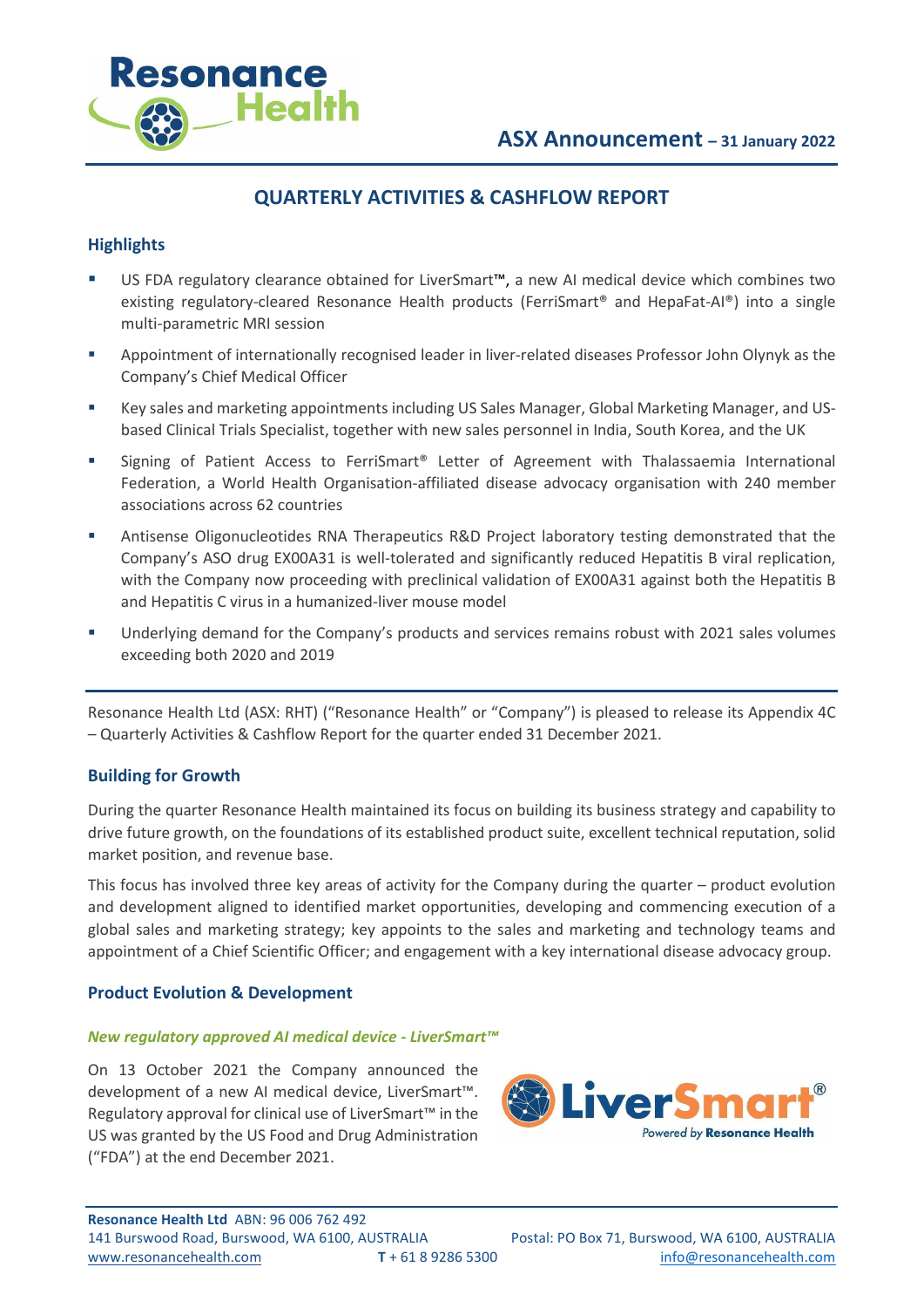# ASX Announcement – 31 January 2022

## QUARTERLY ACTIVITIES & CASHFLOW REPORT

### Highlights

- US FDA regulatory clearance obtained for LiverSmart™, a new AI medical device which combines two existing regulatory-cleared Resonance Health products (FerriSmart® and HepaFat-AI®) into a single multi-parametric MRI session
- Appointment of internationally recognised leader in liver-related diseases Professor John Olynyk as the Company's Chief Medical Officer
- Key sales and marketing appointments including US Sales Manager, Global Marketing Manager, and US-based Clinical Trials Specialist, together with new sales personnel in India, South Korea, and the UK
- Signing of Patient Access to FerriSmart® Letter of Agreement with Thalassaemia International Federation, a World Health Organisation-affiliated disease advocacy organisation with 240 member associations across 62 countries
- Antisense Oligonucleotides RNA Therapeutics R&D Project laboratory testing demonstrated that the Company's ASO drug EX00A31 is well-tolerated and significantly reduced Hepatitis B viral replication, with the Company now proceeding with preclinical validation of EX00A31 against both the Hepatitis B and Hepatitis C virus in a humanized-liver mouse model
- Underlying demand for the Company's products and services remains robust with 2021 sales volumes exceeding both 2020 and 2019

---

Resonance Health Ltd (ASX: RHT) ("Resonance Health" or "Company") is pleased to release its Appendix 4C – Quarterly Activities & Cashflow Report for the quarter ended 31 December 2021.

### Building for Growth

During the quarter Resonance Health maintained its focus on building its business strategy and capability to drive future growth, on the foundations of its established product suite, excellent technical reputation, solid market position, and revenue base.

This focus has involved three key areas of activity for the Company during the quarter – product evolution and development aligned to identified market opportunities, developing and commencing execution of a global sales and marketing strategy; key appoints to the sales and marketing and technology teams and appointment of a Chief Scientific Officer; and engagement with a key international disease advocacy group.

### Product Evolution & Development

#### *New regulatory approved AI medical device - LiverSmart™*

On 13 October 2021 the Company announced the development of a new AI medical device, LiverSmart™. Regulatory approval for clinical use of LiverSmart™ in the US was granted by the US Food and Drug Administration ("FDA") at the end December 2021.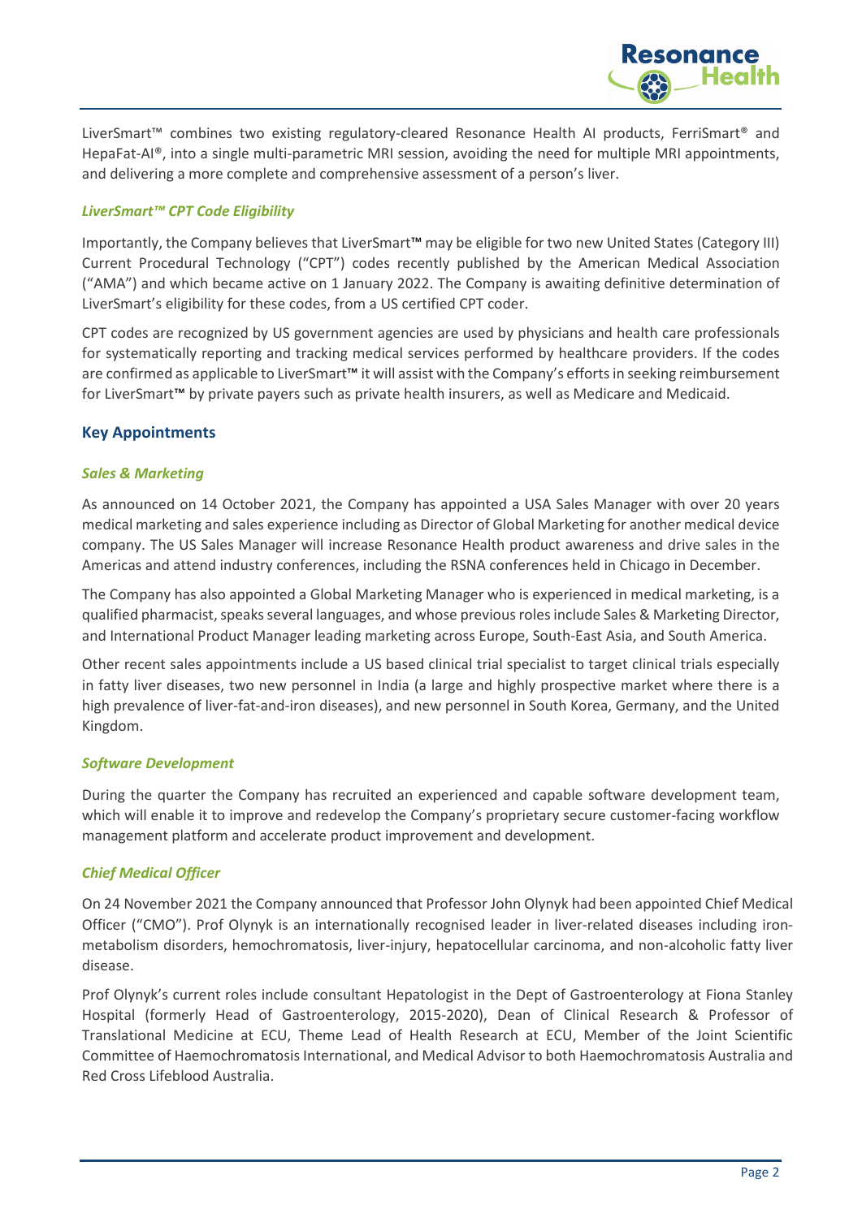LiverSmart™ combines two existing regulatory-cleared Resonance Health AI products, FerriSmart® and HepaFat-AI®, into a single multi-parametric MRI session, avoiding the need for multiple MRI appointments, and delivering a more complete and comprehensive assessment of a person's liver.

### *LiverSmart™ CPT Code Eligibility*

Importantly, the Company believes that LiverSmart™ may be eligible for two new United States (Category III) Current Procedural Technology ("CPT") codes recently published by the American Medical Association ("AMA") and which became active on 1 January 2022. The Company is awaiting definitive determination of LiverSmart's eligibility for these codes, from a US certified CPT coder.

CPT codes are recognized by US government agencies are used by physicians and health care professionals for systematically reporting and tracking medical services performed by healthcare providers. If the codes are confirmed as applicable to LiverSmart™ it will assist with the Company's efforts in seeking reimbursement for LiverSmart™ by private payers such as private health insurers, as well as Medicare and Medicaid.

## Key Appointments

### *Sales & Marketing*

As announced on 14 October 2021, the Company has appointed a USA Sales Manager with over 20 years medical marketing and sales experience including as Director of Global Marketing for another medical device company. The US Sales Manager will increase Resonance Health product awareness and drive sales in the Americas and attend industry conferences, including the RSNA conferences held in Chicago in December.

The Company has also appointed a Global Marketing Manager who is experienced in medical marketing, is a qualified pharmacist, speaks several languages, and whose previous roles include Sales & Marketing Director, and International Product Manager leading marketing across Europe, South-East Asia, and South America.

Other recent sales appointments include a US based clinical trial specialist to target clinical trials especially in fatty liver diseases, two new personnel in India (a large and highly prospective market where there is a high prevalence of liver-fat-and-iron diseases), and new personnel in South Korea, Germany, and the United Kingdom.

### *Software Development*

During the quarter the Company has recruited an experienced and capable software development team, which will enable it to improve and redevelop the Company's proprietary secure customer-facing workflow management platform and accelerate product improvement and development.

### *Chief Medical Officer*

On 24 November 2021 the Company announced that Professor John Olynyk had been appointed Chief Medical Officer ("CMO"). Prof Olynyk is an internationally recognised leader in liver-related diseases including iron-metabolism disorders, hemochromatosis, liver-injury, hepatocellular carcinoma, and non-alcoholic fatty liver disease.

Prof Olynyk's current roles include consultant Hepatologist in the Dept of Gastroenterology at Fiona Stanley Hospital (formerly Head of Gastroenterology, 2015-2020), Dean of Clinical Research & Professor of Translational Medicine at ECU, Theme Lead of Health Research at ECU, Member of the Joint Scientific Committee of Haemochromatosis International, and Medical Advisor to both Haemochromatosis Australia and Red Cross Lifeblood Australia.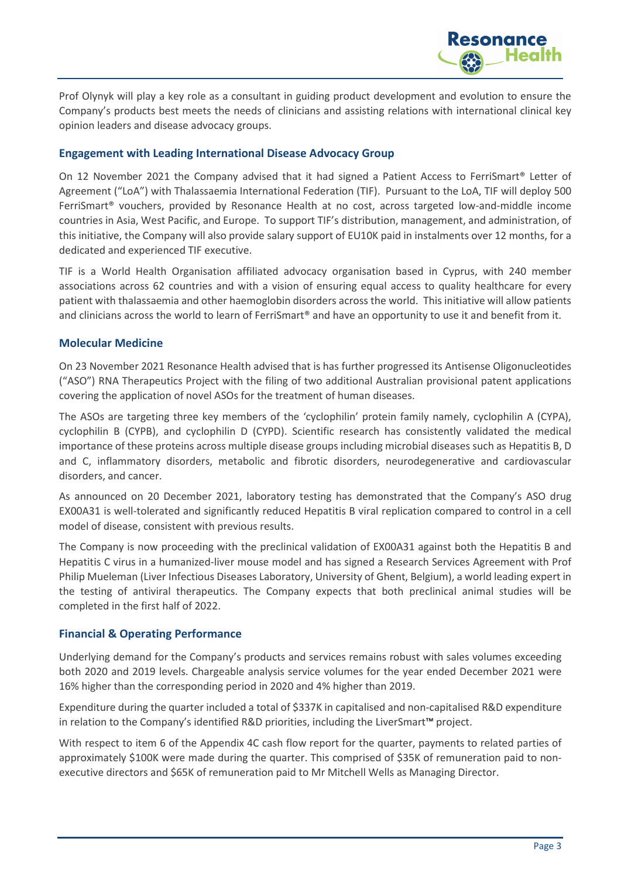Prof Olynyk will play a key role as a consultant in guiding product development and evolution to ensure the Company's products best meets the needs of clinicians and assisting relations with international clinical key opinion leaders and disease advocacy groups.

## Engagement with Leading International Disease Advocacy Group

On 12 November 2021 the Company advised that it had signed a Patient Access to FerriSmart® Letter of Agreement ("LoA") with Thalassaemia International Federation (TIF). Pursuant to the LoA, TIF will deploy 500 FerriSmart® vouchers, provided by Resonance Health at no cost, across targeted low-and-middle income countries in Asia, West Pacific, and Europe. To support TIF's distribution, management, and administration, of this initiative, the Company will also provide salary support of EU10K paid in instalments over 12 months, for a dedicated and experienced TIF executive.

TIF is a World Health Organisation affiliated advocacy organisation based in Cyprus, with 240 member associations across 62 countries and with a vision of ensuring equal access to quality healthcare for every patient with thalassaemia and other haemoglobin disorders across the world. This initiative will allow patients and clinicians across the world to learn of FerriSmart® and have an opportunity to use it and benefit from it.

## Molecular Medicine

On 23 November 2021 Resonance Health advised that is has further progressed its Antisense Oligonucleotides ("ASO") RNA Therapeutics Project with the filing of two additional Australian provisional patent applications covering the application of novel ASOs for the treatment of human diseases.

The ASOs are targeting three key members of the 'cyclophilin' protein family namely, cyclophilin A (CYPA), cyclophilin B (CYPB), and cyclophilin D (CYPD). Scientific research has consistently validated the medical importance of these proteins across multiple disease groups including microbial diseases such as Hepatitis B, D and C, inflammatory disorders, metabolic and fibrotic disorders, neurodegenerative and cardiovascular disorders, and cancer.

As announced on 20 December 2021, laboratory testing has demonstrated that the Company's ASO drug EX00A31 is well-tolerated and significantly reduced Hepatitis B viral replication compared to control in a cell model of disease, consistent with previous results.

The Company is now proceeding with the preclinical validation of EX00A31 against both the Hepatitis B and Hepatitis C virus in a humanized-liver mouse model and has signed a Research Services Agreement with Prof Philip Mueleman (Liver Infectious Diseases Laboratory, University of Ghent, Belgium), a world leading expert in the testing of antiviral therapeutics. The Company expects that both preclinical animal studies will be completed in the first half of 2022.

## Financial & Operating Performance

Underlying demand for the Company's products and services remains robust with sales volumes exceeding both 2020 and 2019 levels. Chargeable analysis service volumes for the year ended December 2021 were 16% higher than the corresponding period in 2020 and 4% higher than 2019.

Expenditure during the quarter included a total of $337K in capitalised and non-capitalised R&D expenditure in relation to the Company's identified R&D priorities, including the LiverSmart™ project.

With respect to item 6 of the Appendix 4C cash flow report for the quarter, payments to related parties of approximately $100K were made during the quarter. This comprised of $35K of remuneration paid to non-executive directors and $65K of remuneration paid to Mr Mitchell Wells as Managing Director.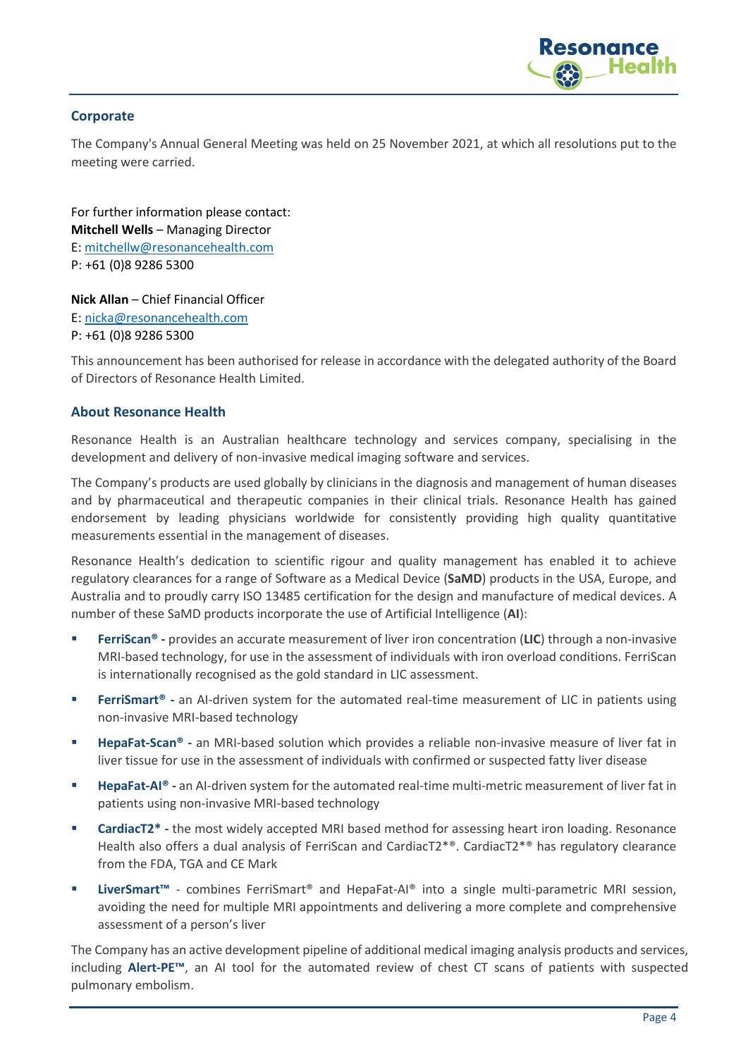## Corporate

The Company's Annual General Meeting was held on 25 November 2021, at which all resolutions put to the meeting were carried.

For further information please contact:
**Mitchell Wells** – Managing Director
E: mitchellw@resonancehealth.com
P: +61 (0)8 9286 5300

**Nick Allan** – Chief Financial Officer
E: nicka@resonancehealth.com
P: +61 (0)8 9286 5300

This announcement has been authorised for release in accordance with the delegated authority of the Board of Directors of Resonance Health Limited.

## About Resonance Health

Resonance Health is an Australian healthcare technology and services company, specialising in the development and delivery of non-invasive medical imaging software and services.

The Company's products are used globally by clinicians in the diagnosis and management of human diseases and by pharmaceutical and therapeutic companies in their clinical trials. Resonance Health has gained endorsement by leading physicians worldwide for consistently providing high quality quantitative measurements essential in the management of diseases.

Resonance Health's dedication to scientific rigour and quality management has enabled it to achieve regulatory clearances for a range of Software as a Medical Device (**SaMD**) products in the USA, Europe, and Australia and to proudly carry ISO 13485 certification for the design and manufacture of medical devices. A number of these SaMD products incorporate the use of Artificial Intelligence (**AI**):

- **FerriScan® -** provides an accurate measurement of liver iron concentration (**LIC**) through a non-invasive MRI-based technology, for use in the assessment of individuals with iron overload conditions. FerriScan is internationally recognised as the gold standard in LIC assessment.
- **FerriSmart® -** an AI-driven system for the automated real-time measurement of LIC in patients using non-invasive MRI-based technology
- **HepaFat-Scan® -** an MRI-based solution which provides a reliable non-invasive measure of liver fat in liver tissue for use in the assessment of individuals with confirmed or suspected fatty liver disease
- **HepaFat-AI® -** an AI-driven system for the automated real-time multi-metric measurement of liver fat in patients using non-invasive MRI-based technology
- **CardiacT2* -** the most widely accepted MRI based method for assessing heart iron loading. Resonance Health also offers a dual analysis of FerriScan and CardiacT2*®. CardiacT2*® has regulatory clearance from the FDA, TGA and CE Mark
- **LiverSmart™** - combines FerriSmart® and HepaFat-AI® into a single multi-parametric MRI session, avoiding the need for multiple MRI appointments and delivering a more complete and comprehensive assessment of a person's liver

The Company has an active development pipeline of additional medical imaging analysis products and services, including **Alert-PE™**, an AI tool for the automated review of chest CT scans of patients with suspected pulmonary embolism.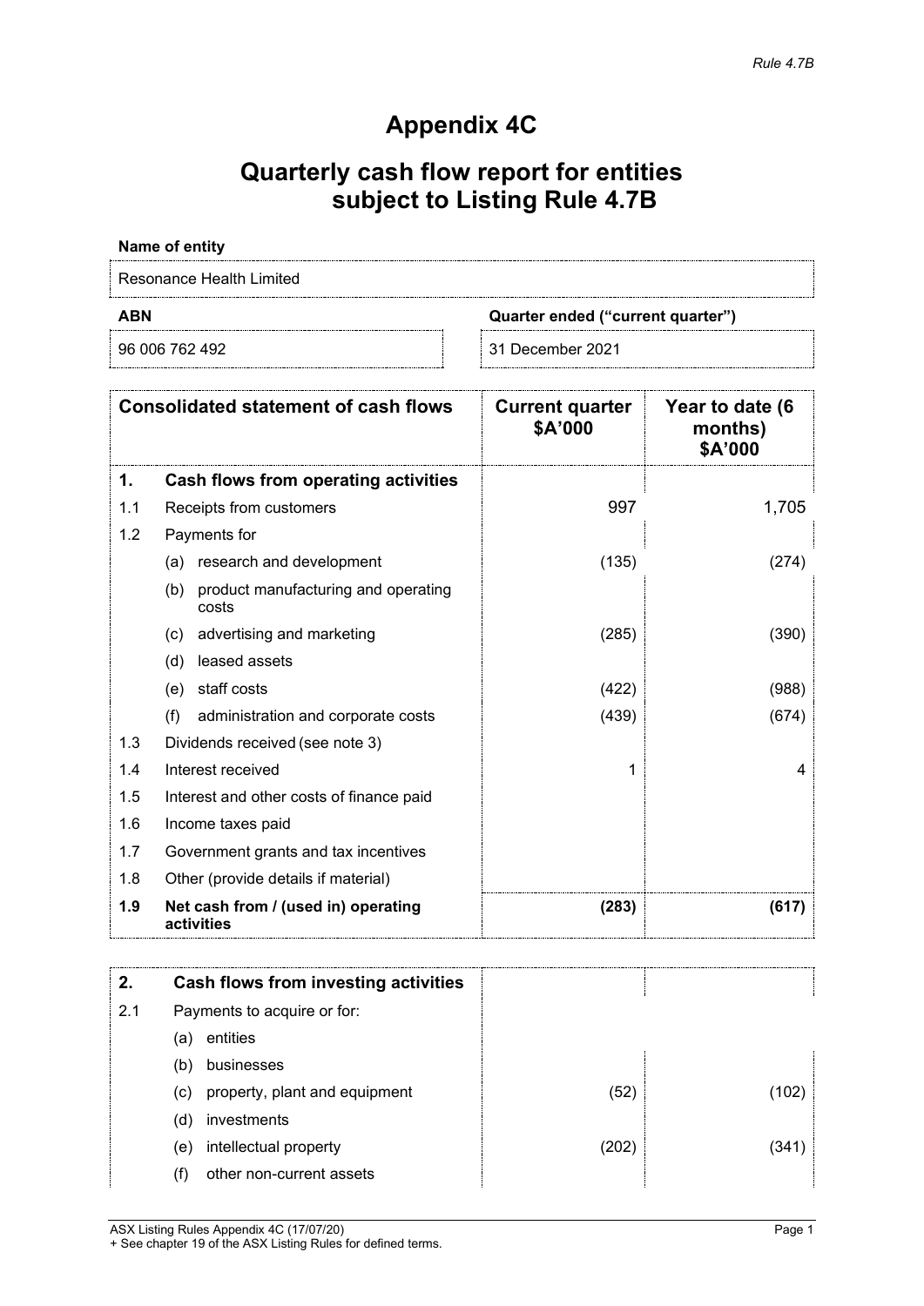*Rule 4.7B*

# Appendix 4C

## Quarterly cash flow report for entities subject to Listing Rule 4.7B

**Name of entity**

Resonance Health Limited

| **ABN** | **Quarter ended ("current quarter")** |
|---|---|
| 96 006 762 492 | 31 December 2021 |

| | **Consolidated statement of cash flows** | **Current quarter $A'000** | **Year to date (6 months) $A'000** |
|---|---|---|---|
| **1.** | **Cash flows from operating activities** | | |
| 1.1 | Receipts from customers | 997 | 1,705 |
| 1.2 | Payments for | | |
| | (a) research and development | (135) | (274) |
| | (b) product manufacturing and operating costs | | |
| | (c) advertising and marketing | (285) | (390) |
| | (d) leased assets | | |
| | (e) staff costs | (422) | (988) |
| | (f) administration and corporate costs | (439) | (674) |
| 1.3 | Dividends received (see note 3) | | |
| 1.4 | Interest received | 1 | 4 |
| 1.5 | Interest and other costs of finance paid | | |
| 1.6 | Income taxes paid | | |
| 1.7 | Government grants and tax incentives | | |
| 1.8 | Other (provide details if material) | | |
| **1.9** | **Net cash from / (used in) operating activities** | **(283)** | **(617)** |

| | | | |
|---|---|---|---|
| **2.** | **Cash flows from investing activities** | | |
| 2.1 | Payments to acquire or for: | | |
| | (a) entities | | |
| | (b) businesses | | |
| | (c) property, plant and equipment | (52) | (102) |
| | (d) investments | | |
| | (e) intellectual property | (202) | (341) |
| | (f) other non-current assets | | |

ASX Listing Rules Appendix 4C (17/07/20)
+ See chapter 19 of the ASX Listing Rules for defined terms.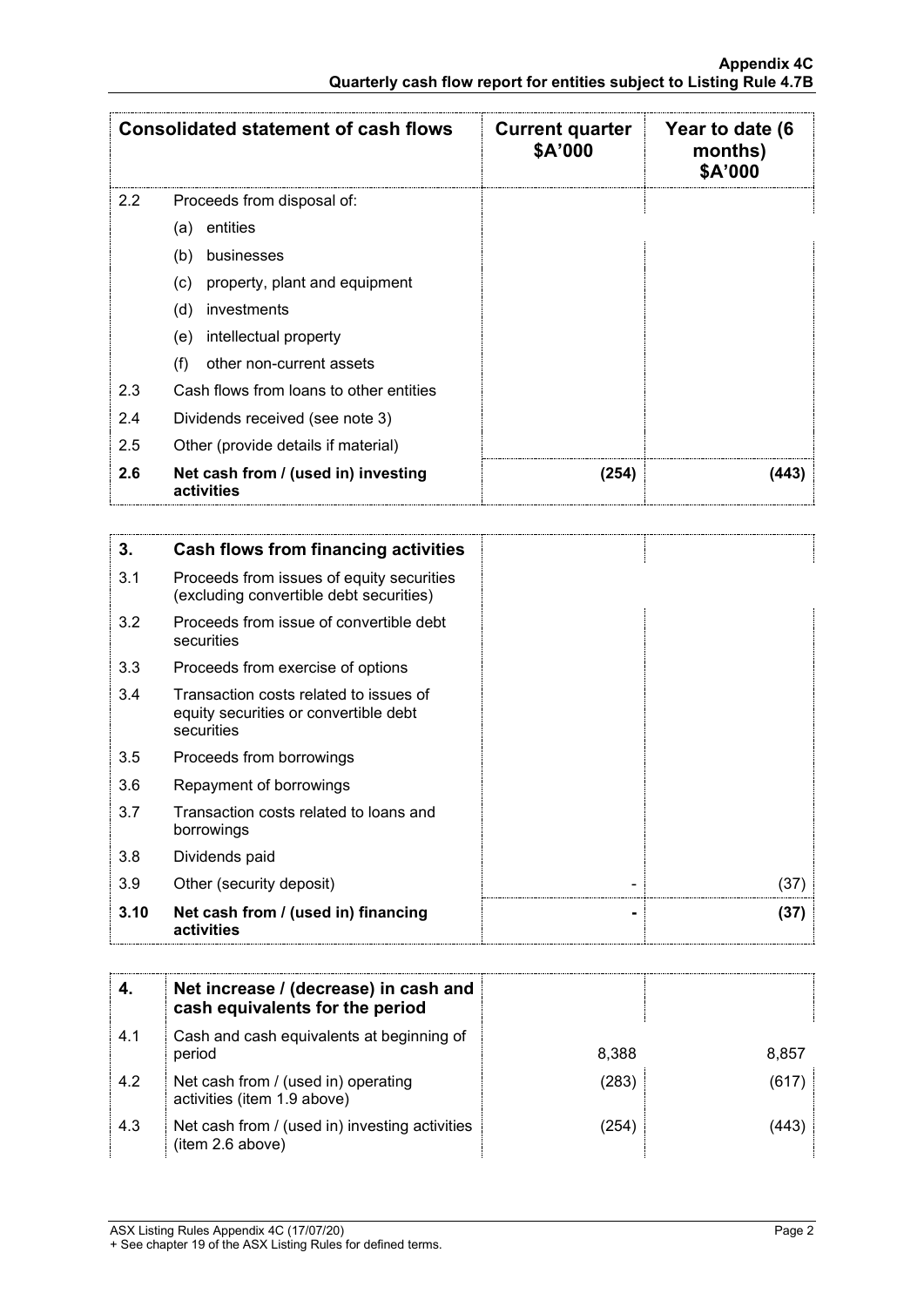| Consolidated statement of cash flows | | Current quarter $A'000 | Year to date (6 months) $A'000 |
|---|---|---|---|
| 2.2 | Proceeds from disposal of: | | |
| | (a) entities | | |
| | (b) businesses | | |
| | (c) property, plant and equipment | | |
| | (d) investments | | |
| | (e) intellectual property | | |
| | (f) other non-current assets | | |
| 2.3 | Cash flows from loans to other entities | | |
| 2.4 | Dividends received (see note 3) | | |
| 2.5 | Other (provide details if material) | | |
| **2.6** | **Net cash from / (used in) investing activities** | **(254)** | **(443)** |

| **3.** | **Cash flows from financing activities** | | |
|---|---|---|---|
| 3.1 | Proceeds from issues of equity securities (excluding convertible debt securities) | | |
| 3.2 | Proceeds from issue of convertible debt securities | | |
| 3.3 | Proceeds from exercise of options | | |
| 3.4 | Transaction costs related to issues of equity securities or convertible debt securities | | |
| 3.5 | Proceeds from borrowings | | |
| 3.6 | Repayment of borrowings | | |
| 3.7 | Transaction costs related to loans and borrowings | | |
| 3.8 | Dividends paid | | |
| 3.9 | Other (security deposit) | - | (37) |
| **3.10** | **Net cash from / (used in) financing activities** | **-** | **(37)** |

| **4.** | **Net increase / (decrease) in cash and cash equivalents for the period** | | |
|---|---|---|---|
| 4.1 | Cash and cash equivalents at beginning of period | 8,388 | 8,857 |
| 4.2 | Net cash from / (used in) operating activities (item 1.9 above) | (283) | (617) |
| 4.3 | Net cash from / (used in) investing activities (item 2.6 above) | (254) | (443) |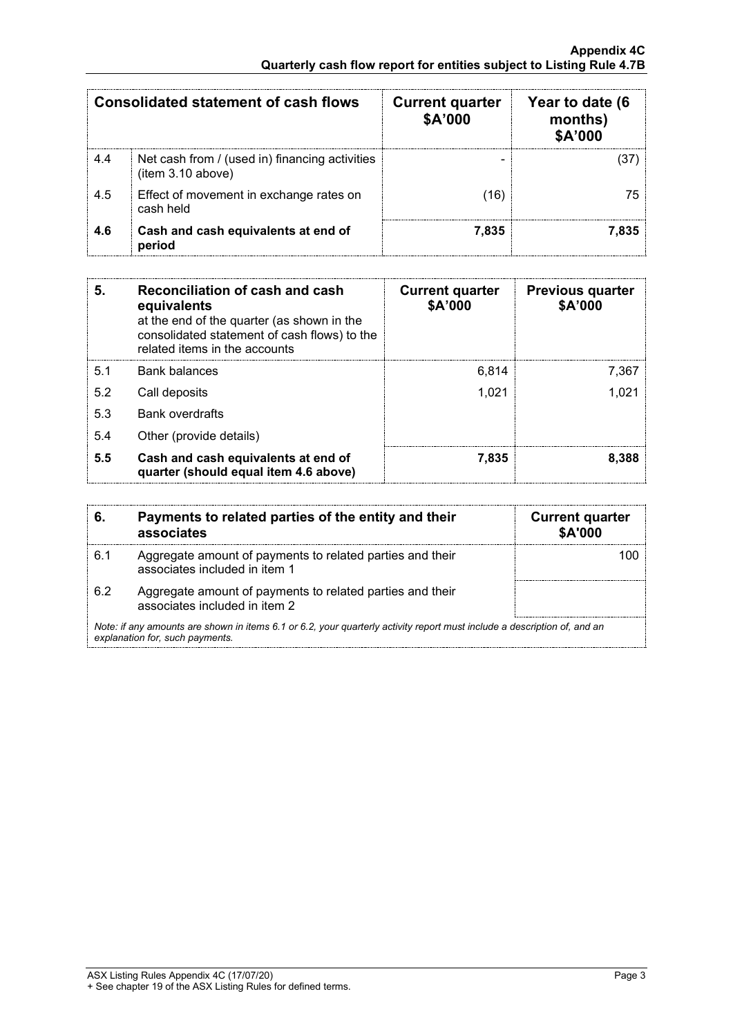| Consolidated statement of cash flows | | Current quarter $A'000 | Year to date (6 months) $A'000 |
|---|---|---|---|
| 4.4 | Net cash from / (used in) financing activities (item 3.10 above) | - | (37) |
| 4.5 | Effect of movement in exchange rates on cash held | (16) | 75 |
| **4.6** | **Cash and cash equivalents at end of period** | **7,835** | **7,835** |

| 5. | Reconciliation of cash and cash equivalents at the end of the quarter (as shown in the consolidated statement of cash flows) to the related items in the accounts | Current quarter $A'000 | Previous quarter $A'000 |
|---|---|---|---|
| 5.1 | Bank balances | 6,814 | 7,367 |
| 5.2 | Call deposits | 1,021 | 1,021 |
| 5.3 | Bank overdrafts | | |
| 5.4 | Other (provide details) | | |
| **5.5** | **Cash and cash equivalents at end of quarter (should equal item 4.6 above)** | **7,835** | **8,388** |

| 6. | Payments to related parties of the entity and their associates | Current quarter $A'000 |
|---|---|---|
| 6.1 | Aggregate amount of payments to related parties and their associates included in item 1 | 100 |
| 6.2 | Aggregate amount of payments to related parties and their associates included in item 2 | |

*Note: if any amounts are shown in items 6.1 or 6.2, your quarterly activity report must include a description of, and an explanation for, such payments.*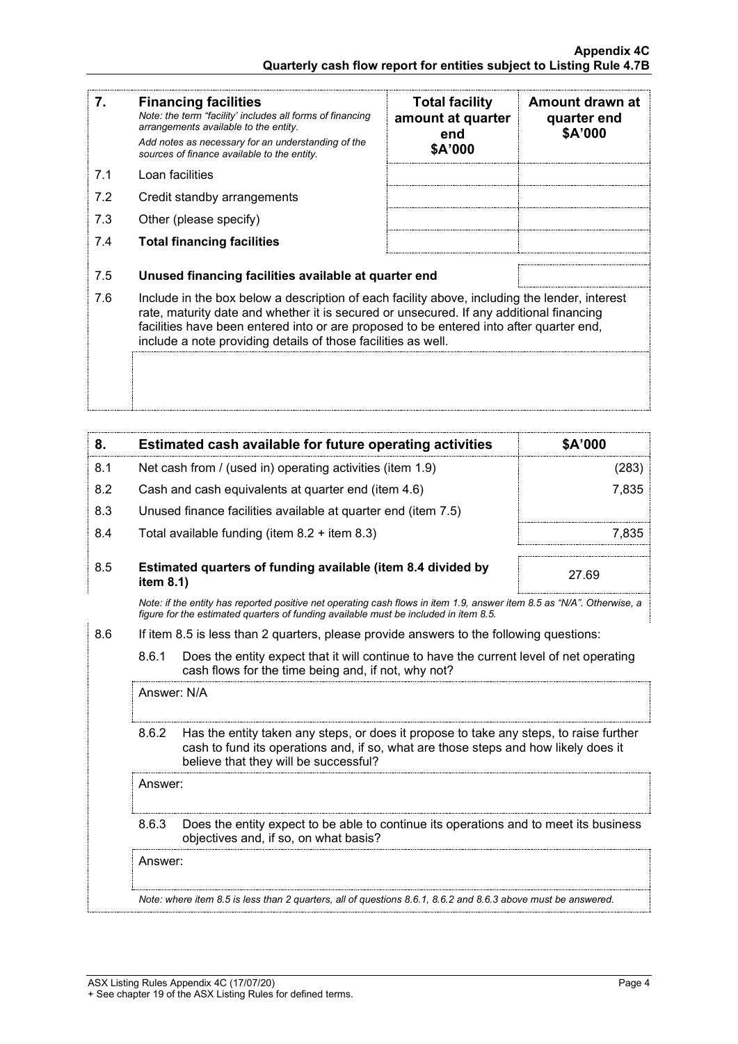| 7. | **Financing facilities**<br>*Note: the term "facility' includes all forms of financing arrangements available to the entity.*<br>*Add notes as necessary for an understanding of the sources of finance available to the entity.* | **Total facility amount at quarter end $A'000** | **Amount drawn at quarter end $A'000** |
|---|---|---|---|
| 7.1 | Loan facilities | | |
| 7.2 | Credit standby arrangements | | |
| 7.3 | Other (please specify) | | |
| 7.4 | **Total financing facilities** | | |
| 7.5 | **Unused financing facilities available at quarter end** | | |

7.6 Include in the box below a description of each facility above, including the lender, interest rate, maturity date and whether it is secured or unsecured. If any additional financing facilities have been entered into or are proposed to be entered into after quarter end, include a note providing details of those facilities as well.

| 8. | **Estimated cash available for future operating activities** | **$A'000** |
|---|---|---|
| 8.1 | Net cash from / (used in) operating activities (item 1.9) | (283) |
| 8.2 | Cash and cash equivalents at quarter end (item 4.6) | 7,835 |
| 8.3 | Unused finance facilities available at quarter end (item 7.5) | |
| 8.4 | Total available funding (item 8.2 + item 8.3) | 7,835 |
| 8.5 | **Estimated quarters of funding available (item 8.4 divided by item 8.1)** | 27.69 |

*Note: if the entity has reported positive net operating cash flows in item 1.9, answer item 8.5 as "N/A". Otherwise, a figure for the estimated quarters of funding available must be included in item 8.5.*

8.6 If item 8.5 is less than 2 quarters, please provide answers to the following questions:

8.6.1 Does the entity expect that it will continue to have the current level of net operating cash flows for the time being and, if not, why not?

Answer: N/A

8.6.2 Has the entity taken any steps, or does it propose to take any steps, to raise further cash to fund its operations and, if so, what are those steps and how likely does it believe that they will be successful?

Answer:

8.6.3 Does the entity expect to be able to continue its operations and to meet its business objectives and, if so, on what basis?

Answer:

*Note: where item 8.5 is less than 2 quarters, all of questions 8.6.1, 8.6.2 and 8.6.3 above must be answered.*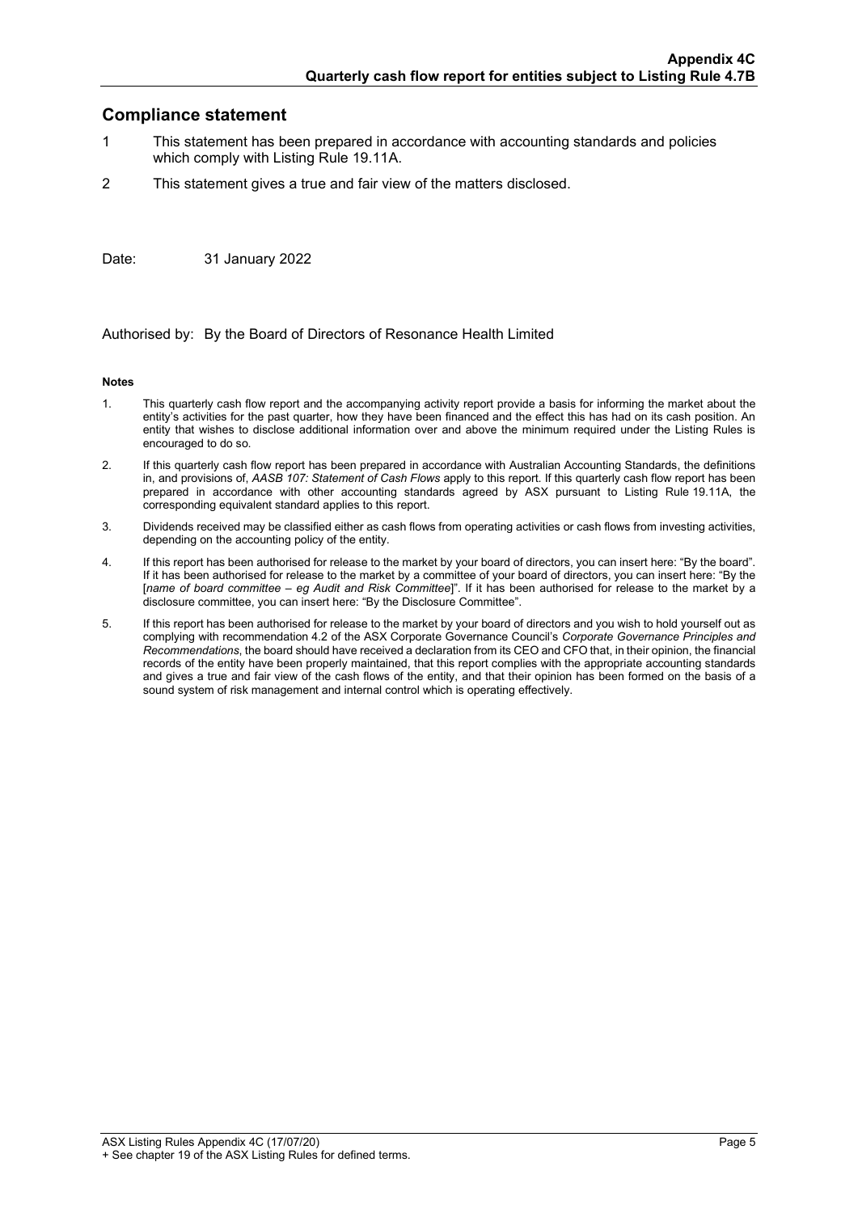## Compliance statement

1 This statement has been prepared in accordance with accounting standards and policies which comply with Listing Rule 19.11A.

2 This statement gives a true and fair view of the matters disclosed.

Date: 31 January 2022

Authorised by: By the Board of Directors of Resonance Health Limited

**Notes**

1. This quarterly cash flow report and the accompanying activity report provide a basis for informing the market about the entity's activities for the past quarter, how they have been financed and the effect this has had on its cash position. An entity that wishes to disclose additional information over and above the minimum required under the Listing Rules is encouraged to do so.
2. If this quarterly cash flow report has been prepared in accordance with Australian Accounting Standards, the definitions in, and provisions of, *AASB 107: Statement of Cash Flows* apply to this report. If this quarterly cash flow report has been prepared in accordance with other accounting standards agreed by ASX pursuant to Listing Rule 19.11A, the corresponding equivalent standard applies to this report.
3. Dividends received may be classified either as cash flows from operating activities or cash flows from investing activities, depending on the accounting policy of the entity.
4. If this report has been authorised for release to the market by your board of directors, you can insert here: "By the board". If it has been authorised for release to the market by a committee of your board of directors, you can insert here: "By the [*name of board committee – eg Audit and Risk Committee*]". If it has been authorised for release to the market by a disclosure committee, you can insert here: "By the Disclosure Committee".
5. If this report has been authorised for release to the market by your board of directors and you wish to hold yourself out as complying with recommendation 4.2 of the ASX Corporate Governance Council's *Corporate Governance Principles and Recommendations*, the board should have received a declaration from its CEO and CFO that, in their opinion, the financial records of the entity have been properly maintained, that this report complies with the appropriate accounting standards and gives a true and fair view of the cash flows of the entity, and that their opinion has been formed on the basis of a sound system of risk management and internal control which is operating effectively.